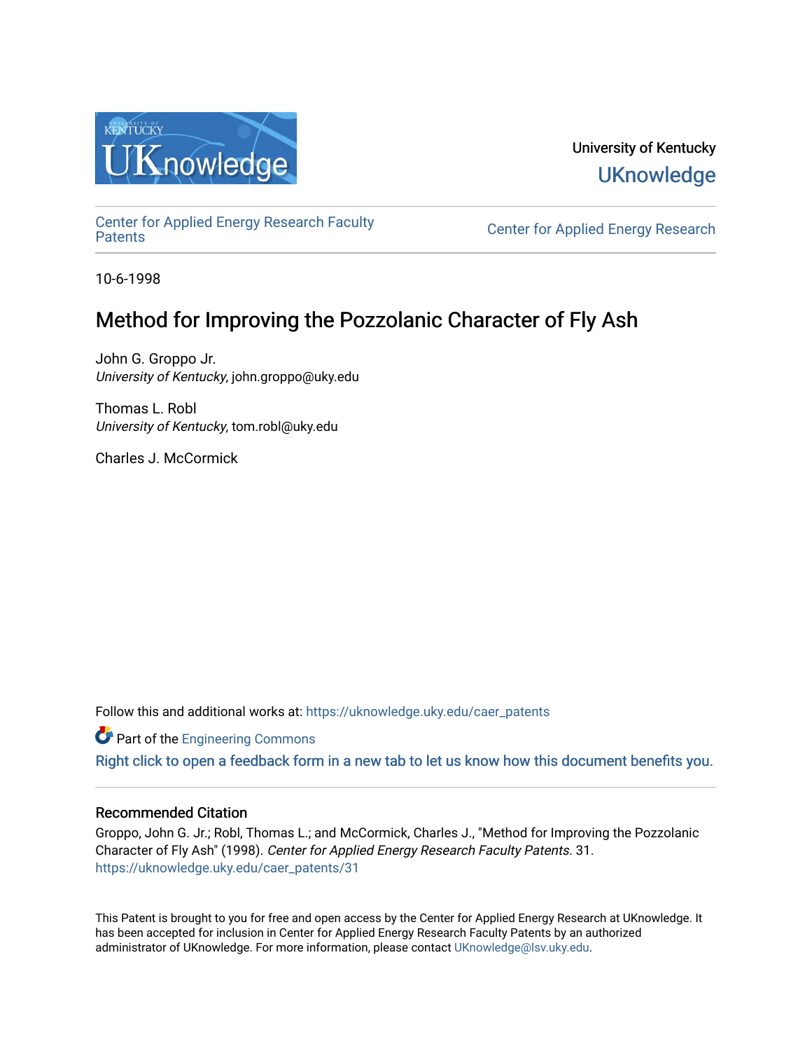University of Kentucky

UKnowledge

Center for Applied Energy Research Faculty Patents

Center for Applied Energy Research

10-6-1998

# Method for Improving the Pozzolanic Character of Fly Ash

John G. Groppo Jr.
*University of Kentucky*, john.groppo@uky.edu

Thomas L. Robl
*University of Kentucky*, tom.robl@uky.edu

Charles J. McCormick

Follow this and additional works at: https://uknowledge.uky.edu/caer_patents

Part of the Engineering Commons

Right click to open a feedback form in a new tab to let us know how this document benefits you.

### Recommended Citation

Groppo, John G. Jr.; Robl, Thomas L.; and McCormick, Charles J., "Method for Improving the Pozzolanic Character of Fly Ash" (1998). *Center for Applied Energy Research Faculty Patents*. 31.
https://uknowledge.uky.edu/caer_patents/31

This Patent is brought to you for free and open access by the Center for Applied Energy Research at UKnowledge. It has been accepted for inclusion in Center for Applied Energy Research Faculty Patents by an authorized administrator of UKnowledge. For more information, please contact UKnowledge@lsv.uky.edu.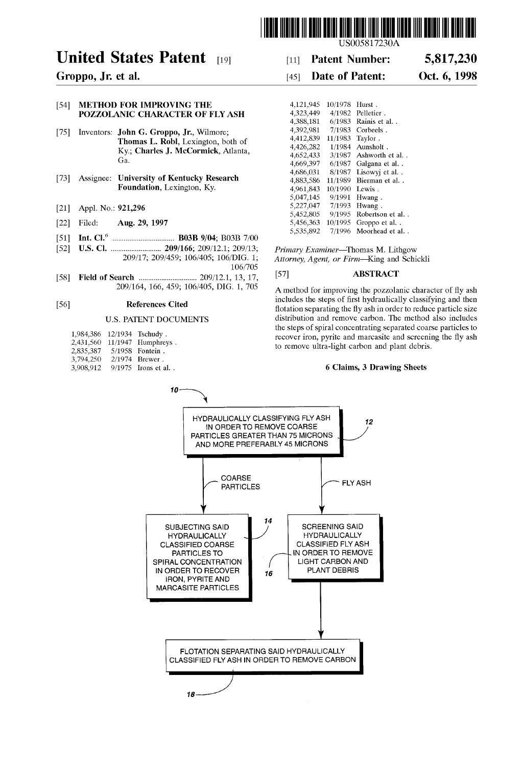# United States Patent [19]

**Groppo, Jr. et al.**

[11] **Patent Number: 5,817,230**

[45] **Date of Patent: Oct. 6, 1998**

US005817230A

[54] **METHOD FOR IMPROVING THE POZZOLANIC CHARACTER OF FLY ASH**

[75] Inventors: **John G. Groppo, Jr.**, Wilmore; **Thomas L. Robl**, Lexington, both of Ky.; **Charles J. McCormick**, Atlanta, Ga.

[73] Assignee: **University of Kentucky Research Foundation**, Lexington, Ky.

[21] Appl. No.: **921,296**

[22] Filed: **Aug. 29, 1997**

[51] **Int. Cl.**[6] .................................. **B03B 9/04**; B03B 7/00

[52] **U.S. Cl.** ............................ **209/166**; 209/12.1; 209/13; 209/17; 209/459; 106/405; 106/DIG. 1; 106/705

[58] **Field of Search** ................................ 209/12.1, 13, 17, 209/164, 166, 459; 106/405, DIG. 1, 705

[56] **References Cited**

U.S. PATENT DOCUMENTS

| | | |
|---|---|---|
| 1,984,386 | 12/1934 | Tschudy . |
| 2,431,560 | 11/1947 | Humphreys . |
| 2,835,387 | 5/1958 | Fontein . |
| 3,794,250 | 2/1974 | Brewer . |
| 3,908,912 | 9/1975 | Irons et al. . |
| 4,121,945 | 10/1978 | Hurst . |
| 4,323,449 | 4/1982 | Pelletier . |
| 4,388,181 | 6/1983 | Rainis et al. . |
| 4,392,981 | 7/1983 | Corbeels . |
| 4,412,839 | 11/1983 | Taylor . |
| 4,426,282 | 1/1984 | Aunsholt . |
| 4,652,433 | 3/1987 | Ashworth et al. . |
| 4,669,397 | 6/1987 | Galgana et al. . |
| 4,686,031 | 8/1987 | Lisowyj et al. . |
| 4,883,586 | 11/1989 | Bierman et al. . |
| 4,961,843 | 10/1990 | Lewis . |
| 5,047,145 | 9/1991 | Hwang . |
| 5,227,047 | 7/1993 | Hwang . |
| 5,452,805 | 9/1995 | Robertson et al. . |
| 5,456,363 | 10/1995 | Groppo et al. . |
| 5,535,892 | 7/1996 | Moorhead et al. . |

*Primary Examiner*—Thomas M. Lithgow
*Attorney, Agent, or Firm*—King and Schickli

[57] **ABSTRACT**

A method for improving the pozzolanic character of fly ash includes the steps of first hydraulically classifying and then flotation separating the fly ash in order to reduce particle size distribution and remove carbon. The method also includes the steps of spiral concentrating separated coarse particles to recover iron, pyrite and marcasite and screening the fly ash to remove ultra-light carbon and plant debris.

**6 Claims, 3 Drawing Sheets**

10

HYDRAULICALLY CLASSIFYING FLY ASH IN ORDER TO REMOVE COARSE PARTICLES GREATER THAN 75 MICRONS AND MORE PREFERABLY 45 MICRONS (12)

COARSE PARTICLES → SUBJECTING SAID HYDRAULICALLY CLASSIFIED COARSE PARTICLES TO SPIRAL CONCENTRATION IN ORDER TO RECOVER IRON, PYRITE AND MARCASITE PARTICLES (14)

FLY ASH → SCREENING SAID HYDRAULICALLY CLASSIFIED FLY ASH IN ORDER TO REMOVE LIGHT CARBON AND PLANT DEBRIS (16)

FLOTATION SEPARATING SAID HYDRAULICALLY CLASSIFIED FLY ASH IN ORDER TO REMOVE CARBON (18)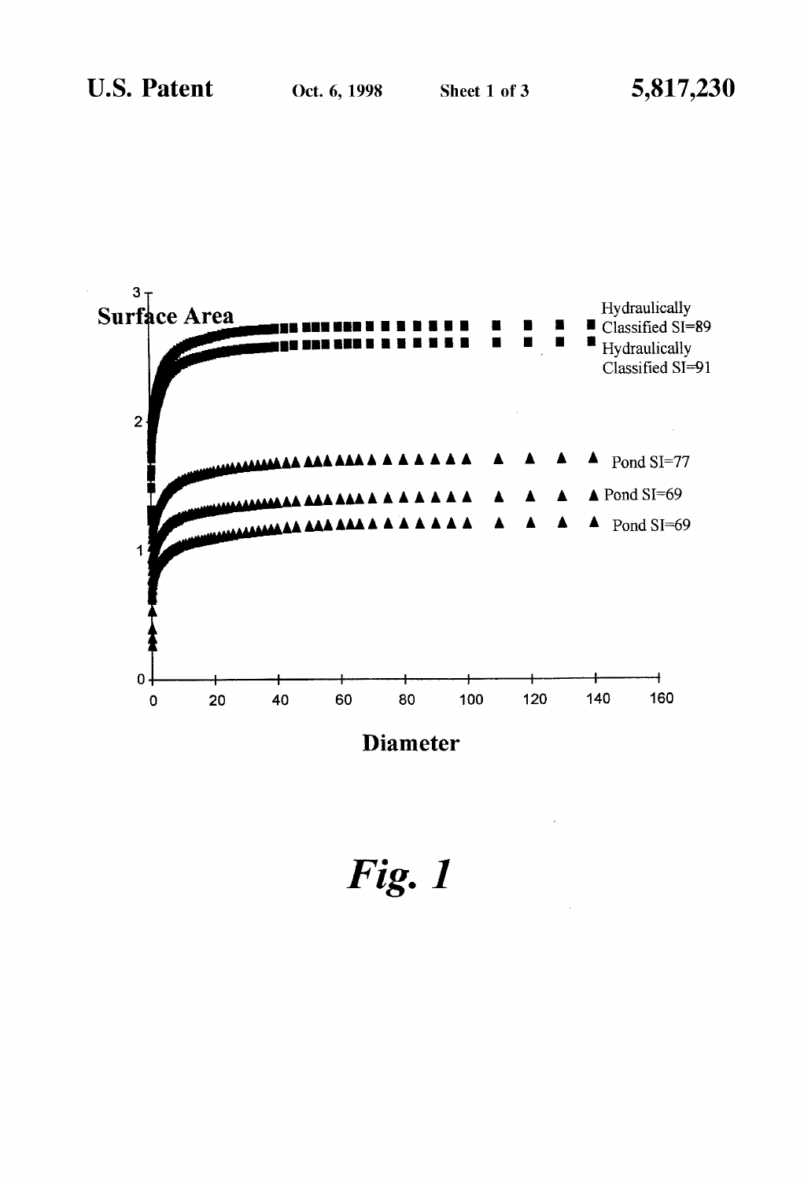Surface Area

Hydraulically Classified SI=89

Hydraulically Classified SI=91

Pond SI=77

Pond SI=69

Pond SI=69

Diameter

*Fig. 1*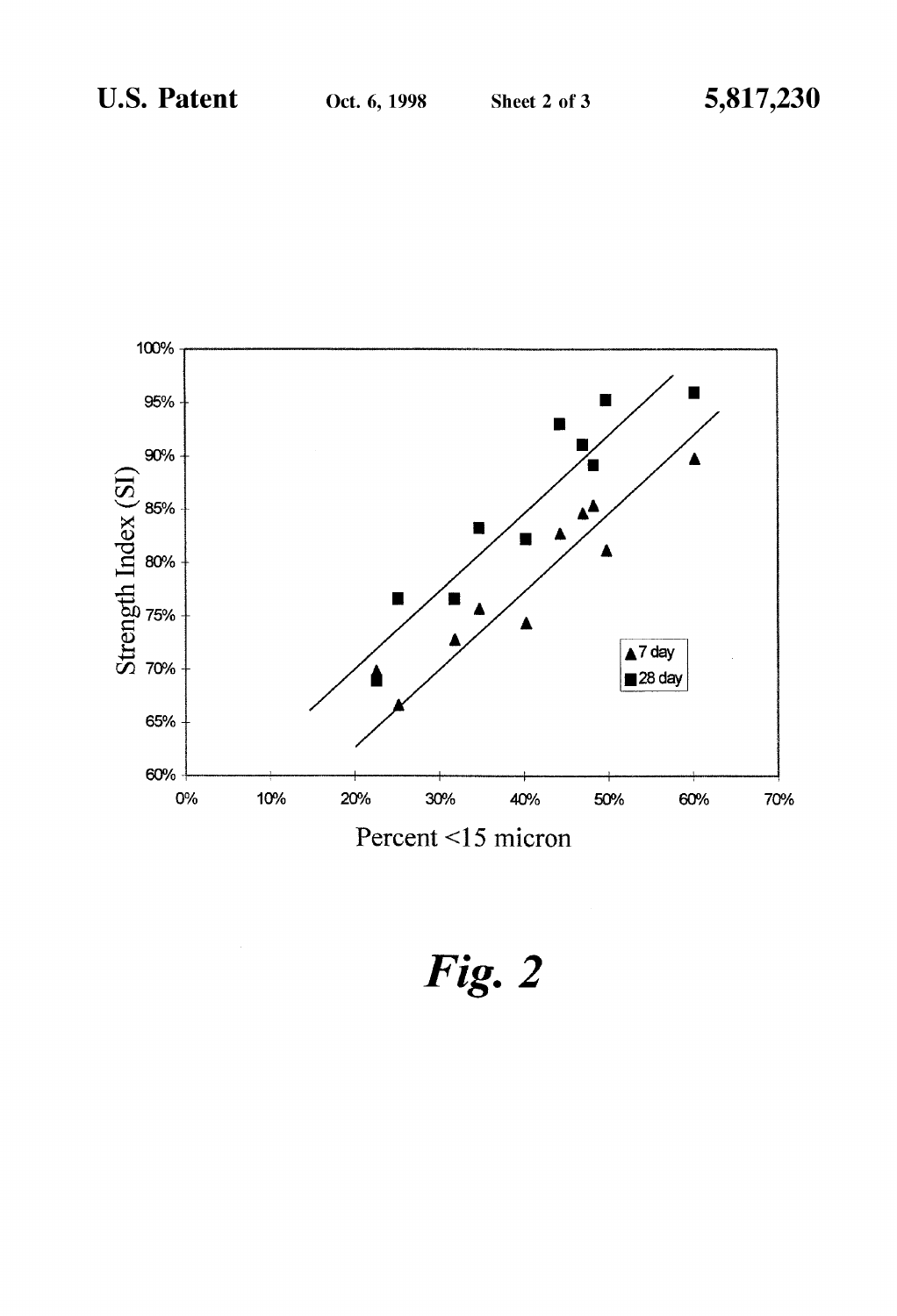Fig. 2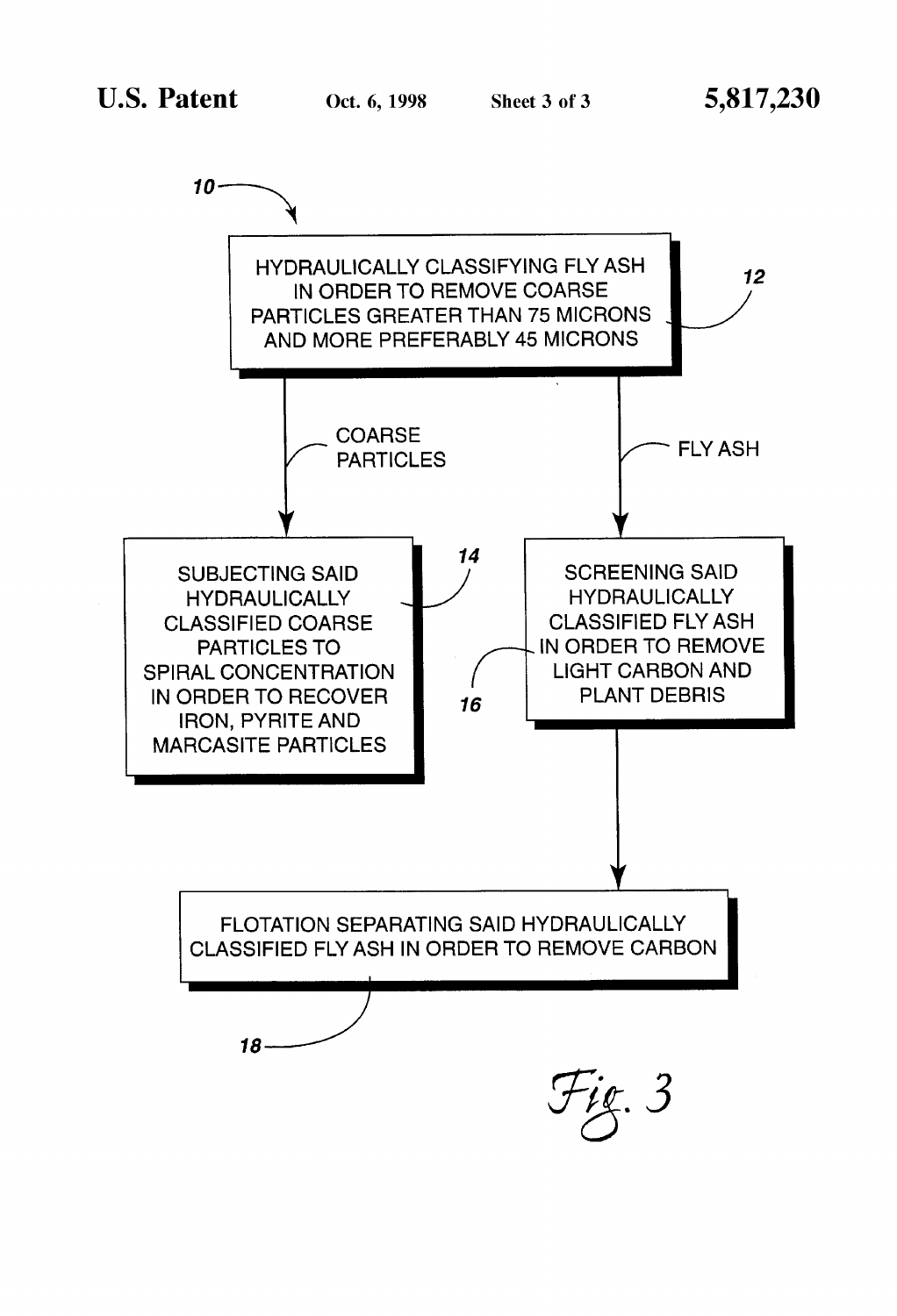10

HYDRAULICALLY CLASSIFYING FLY ASH IN ORDER TO REMOVE COARSE PARTICLES GREATER THAN 75 MICRONS AND MORE PREFERABLY 45 MICRONS

12

COARSE PARTICLES

FLY ASH

14

SUBJECTING SAID HYDRAULICALLY CLASSIFIED COARSE PARTICLES TO SPIRAL CONCENTRATION IN ORDER TO RECOVER IRON, PYRITE AND MARCASITE PARTICLES

16

SCREENING SAID HYDRAULICALLY CLASSIFIED FLY ASH IN ORDER TO REMOVE LIGHT CARBON AND PLANT DEBRIS

FLOTATION SEPARATING SAID HYDRAULICALLY CLASSIFIED FLY ASH IN ORDER TO REMOVE CARBON

18

Fig. 3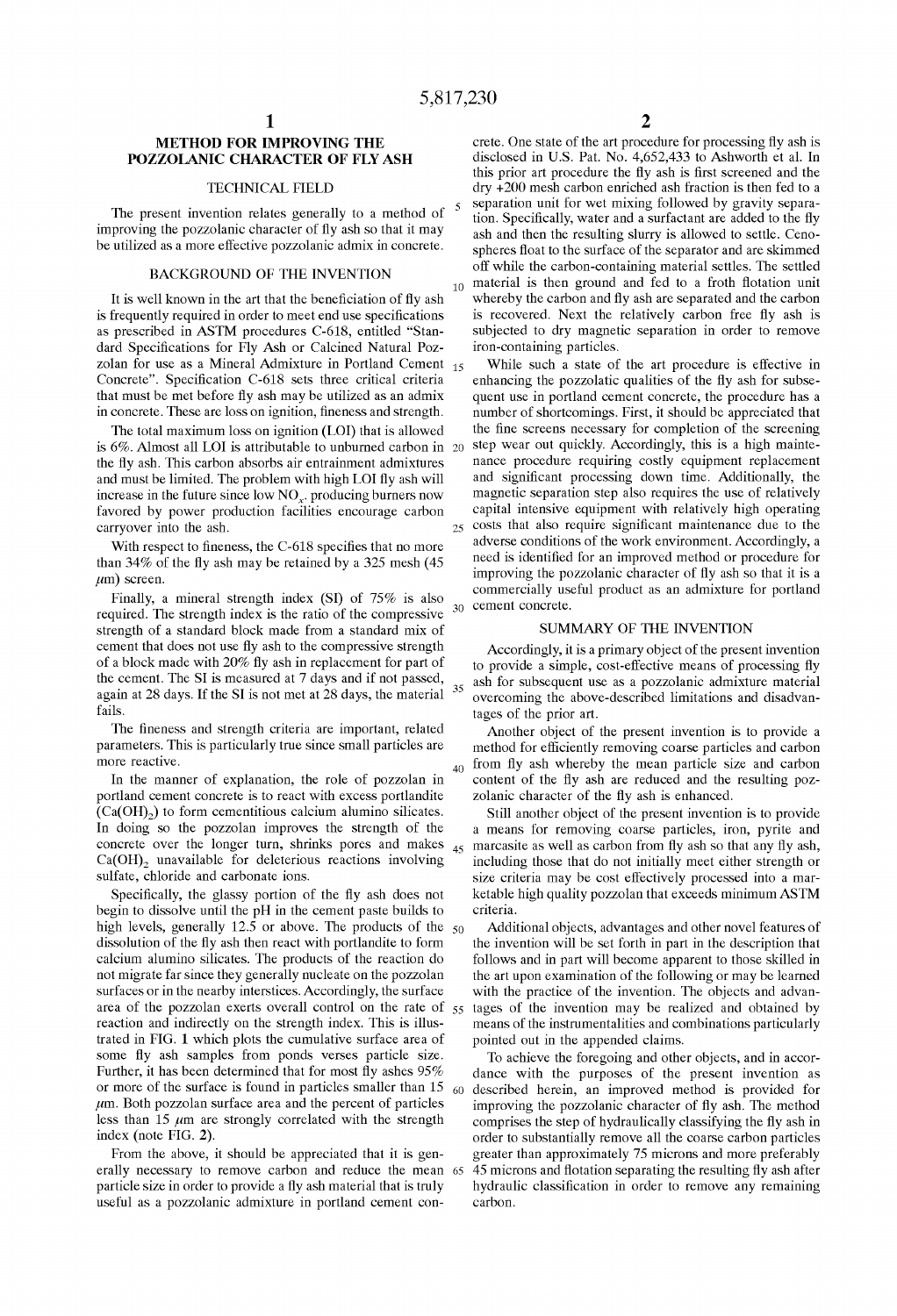# METHOD FOR IMPROVING THE POZZOLANIC CHARACTER OF FLY ASH

## TECHNICAL FIELD

The present invention relates generally to a method of improving the pozzolanic character of fly ash so that it may be utilized as a more effective pozzolanic admix in concrete.

## BACKGROUND OF THE INVENTION

It is well known in the art that the beneficiation of fly ash is frequently required in order to meet end use specifications as prescribed in ASTM procedures C-618, entitled "Standard Specifications for Fly Ash or Calcined Natural Pozzolan for use as a Mineral Admixture in Portland Cement Concrete". Specification C-618 sets three critical criteria that must be met before fly ash may be utilized as an admix in concrete. These are loss on ignition, fineness and strength.

The total maximum loss on ignition (LOI) that is allowed is 6%. Almost all LOI is attributable to unburned carbon in the fly ash. This carbon absorbs air entrainment admixtures and must be limited. The problem with high LOI fly ash will increase in the future since low $NO_x$-producing burners now favored by power production facilities encourage carbon carryover into the ash.

With respect to fineness, the C-618 specifies that no more than 34% of the fly ash may be retained by a 325 mesh (45 $\mu$m) screen.

Finally, a mineral strength index (SI) of 75% is also required. The strength index is the ratio of the compressive strength of a standard block made from a standard mix of cement that does not use fly ash to the compressive strength of a block made with 20% fly ash in replacement for part of the cement. The SI is measured at 7 days and if not passed, again at 28 days. If the SI is not met at 28 days, the material fails.

The fineness and strength criteria are important, related parameters. This is particularly true since small particles are more reactive.

In the manner of explanation, the role of pozzolan in portland cement concrete is to react with excess portlandite ($Ca(OH)_2$) to form cementitious calcium alumino silicates. In doing so the pozzolan improves the strength of the concrete over the longer turn, shrinks pores and makes $Ca(OH)_2$ unavailable for deleterious reactions involving sulfate, chloride and carbonate ions.

Specifically, the glassy portion of the fly ash does not begin to dissolve until the pH in the cement paste builds to high levels, generally 12.5 or above. The products of the dissolution of the fly ash then react with portlandite to form calcium alumino silicates. The products of the reaction do not migrate far since they generally nucleate on the pozzolan surfaces or in the nearby interstices. Accordingly, the surface area of the pozzolan exerts overall control on the rate of reaction and indirectly on the strength index. This is illustrated in FIG. 1 which plots the cumulative surface area of some fly ash samples from ponds verses particle size. Further, it has been determined that for most fly ashes 95% or more of the surface is found in particles smaller than 15 $\mu$m. Both pozzolan surface area and the percent of particles less than 15 $\mu$m are strongly correlated with the strength index (note FIG. 2).

From the above, it should be appreciated that it is generally necessary to remove carbon and reduce the mean particle size in order to provide a fly ash material that is truly useful as a pozzolanic admixture in portland cement concrete. One state of the art procedure for processing fly ash is disclosed in U.S. Pat. No. 4,652,433 to Ashworth et al. In this prior art procedure the fly ash is first screened and the dry +200 mesh carbon enriched ash fraction is then fed to a separation unit for wet mixing followed by gravity separation. Specifically, water and a surfactant are added to the fly ash and then the resulting slurry is allowed to settle. Cenospheres float to the surface of the separator and are skimmed off while the carbon-containing material settles. The settled material is then ground and fed to a froth flotation unit whereby the carbon and fly ash are separated and the carbon is recovered. Next the relatively carbon free fly ash is subjected to dry magnetic separation in order to remove iron-containing particles.

While such a state of the art procedure is effective in enhancing the pozzolatic qualities of the fly ash for subsequent use in portland cement concrete, the procedure has a number of shortcomings. First, it should be appreciated that the fine screens necessary for completion of the screening step wear out quickly. Accordingly, this is a high maintenance procedure requiring costly equipment replacement and significant processing down time. Additionally, the magnetic separation step also requires the use of relatively capital intensive equipment with relatively high operating costs that also require significant maintenance due to the adverse conditions of the work environment. Accordingly, a need is identified for an improved method or procedure for improving the pozzolanic character of fly ash so that it is a commercially useful product as an admixture for portland cement concrete.

## SUMMARY OF THE INVENTION

Accordingly, it is a primary object of the present invention to provide a simple, cost-effective means of processing fly ash for subsequent use as a pozzolanic admixture material overcoming the above-described limitations and disadvantages of the prior art.

Another object of the present invention is to provide a method for efficiently removing coarse particles and carbon from fly ash whereby the mean particle size and carbon content of the fly ash are reduced and the resulting pozzolanic character of the fly ash is enhanced.

Still another object of the present invention is to provide a means for removing coarse particles, iron, pyrite and marcasite as well as carbon from fly ash so that any fly ash, including those that do not initially meet either strength or size criteria may be cost effectively processed into a marketable high quality pozzolan that exceeds minimum ASTM criteria.

Additional objects, advantages and other novel features of the invention will be set forth in part in the description that follows and in part will become apparent to those skilled in the art upon examination of the following or may be learned with the practice of the invention. The objects and advantages of the invention may be realized and obtained by means of the instrumentalities and combinations particularly pointed out in the appended claims.

To achieve the foregoing and other objects, and in accordance with the purposes of the present invention as described herein, an improved method is provided for improving the pozzolanic character of fly ash. The method comprises the step of hydraulically classifying the fly ash in order to substantially remove all the coarse carbon particles greater than approximately 75 microns and more preferably 45 microns and flotation separating the resulting fly ash after hydraulic classification in order to remove any remaining carbon.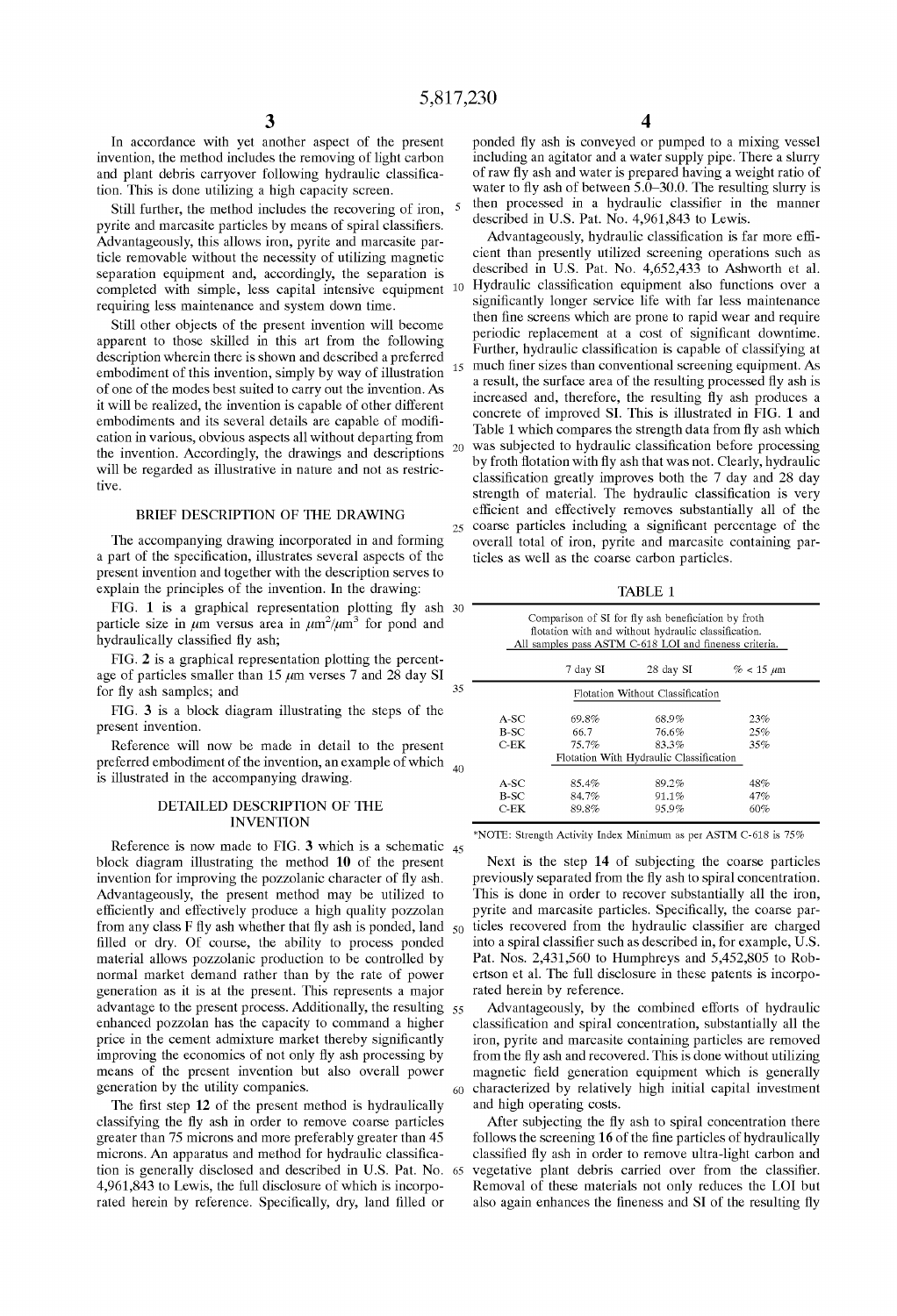In accordance with yet another aspect of the present invention, the method includes the removing of light carbon and plant debris carryover following hydraulic classification. This is done utilizing a high capacity screen.

Still further, the method includes the recovering of iron, pyrite and marcasite particles by means of spiral classifiers. Advantageously, this allows iron, pyrite and marcasite particle removable without the necessity of utilizing magnetic separation equipment and, accordingly, the separation is completed with simple, less capital intensive equipment requiring less maintenance and system down time.

Still other objects of the present invention will become apparent to those skilled in this art from the following description wherein there is shown and described a preferred embodiment of this invention, simply by way of illustration of one of the modes best suited to carry out the invention. As it will be realized, the invention is capable of other different embodiments and its several details are capable of modification in various, obvious aspects all without departing from the invention. Accordingly, the drawings and descriptions will be regarded as illustrative in nature and not as restrictive.

## BRIEF DESCRIPTION OF THE DRAWING

The accompanying drawing incorporated in and forming a part of the specification, illustrates several aspects of the present invention and together with the description serves to explain the principles of the invention. In the drawing:

FIG. **1** is a graphical representation plotting fly ash particle size in μm versus area in μm²/μm³ for pond and hydraulically classified fly ash;

FIG. **2** is a graphical representation plotting the percentage of particles smaller than 15 μm verses 7 and 28 day SI for fly ash samples; and

FIG. **3** is a block diagram illustrating the steps of the present invention.

Reference will now be made in detail to the present preferred embodiment of the invention, an example of which is illustrated in the accompanying drawing.

## DETAILED DESCRIPTION OF THE INVENTION

Reference is now made to FIG. **3** which is a schematic block diagram illustrating the method **10** of the present invention for improving the pozzolanic character of fly ash. Advantageously, the present method may be utilized to efficiently and effectively produce a high quality pozzolan from any class F fly ash whether that fly ash is ponded, land filled or dry. Of course, the ability to process ponded material allows pozzolanic production to be controlled by normal market demand rather than by the rate of power generation as it is at the present. This represents a major advantage to the present process. Additionally, the resulting enhanced pozzolan has the capacity to command a higher price in the cement admixture market thereby significantly improving the economics of not only fly ash processing by means of the present invention but also overall power generation by the utility companies.

The first step **12** of the present method is hydraulically classifying the fly ash in order to remove coarse particles greater than 75 microns and more preferably greater than 45 microns. An apparatus and method for hydraulic classification is generally disclosed and described in U.S. Pat. No. 4,961,843 to Lewis, the full disclosure of which is incorporated herein by reference. Specifically, dry, land filled or ponded fly ash is conveyed or pumped to a mixing vessel including an agitator and a water supply pipe. There a slurry of raw fly ash and water is prepared having a weight ratio of water to fly ash of between 5.0–30.0. The resulting slurry is then processed in a hydraulic classifier in the manner described in U.S. Pat. No. 4,961,843 to Lewis.

Advantageously, hydraulic classification is far more efficient than presently utilized screening operations such as described in U.S. Pat. No. 4,652,433 to Ashworth et al. Hydraulic classification equipment also functions over a significantly longer service life with far less maintenance then fine screens which are prone to rapid wear and require periodic replacement at a cost of significant downtime. Further, hydraulic classification is capable of classifying at much finer sizes than conventional screening equipment. As a result, the surface area of the resulting processed fly ash is increased and, therefore, the resulting fly ash produces a concrete of improved SI. This is illustrated in FIG. **1** and Table 1 which compares the strength data from fly ash which was subjected to hydraulic classification before processing by froth flotation with fly ash that was not. Clearly, hydraulic classification greatly improves both the 7 day and 28 day strength of material. The hydraulic classification is very efficient and effectively removes substantially all of the coarse particles including a significant percentage of the overall total of iron, pyrite and marcasite containing particles as well as the coarse carbon particles.

TABLE 1

Comparison of SI for fly ash beneficiation by froth flotation with and without hydraulic classification. All samples pass ASTM C-618 LOI and fineness criteria.

| | 7 day SI | 28 day SI | % < 15 μm |
|---|---|---|---|
| **Flotation Without Classification** | | | |
| A-SC | 69.8% | 68.9% | 23% |
| B-SC | 66.7 | 76.6% | 25% |
| C-EK | 75.7% | 83.3% | 35% |
| **Flotation With Hydraulic Classification** | | | |
| A-SC | 85.4% | 89.2% | 48% |
| B-SC | 84.7% | 91.1% | 47% |
| C-EK | 89.8% | 95.9% | 60% |

*NOTE: Strength Activity Index Minimum as per ASTM C-618 is 75%

Next is the step **14** of subjecting the coarse particles previously separated from the fly ash to spiral concentration. This is done in order to recover substantially all the iron, pyrite and marcasite particles. Specifically, the coarse particles recovered from the hydraulic classifier are charged into a spiral classifier such as described in, for example, U.S. Pat. Nos. 2,431,560 to Humphreys and 5,452,805 to Robertson et al. The full disclosure in these patents is incorporated herein by reference.

Advantageously, by the combined efforts of hydraulic classification and spiral concentration, substantially all the iron, pyrite and marcasite containing particles are removed from the fly ash and recovered. This is done without utilizing magnetic field generation equipment which is generally characterized by relatively high initial capital investment and high operating costs.

After subjecting the fly ash to spiral concentration there follows the screening **16** of the fine particles of hydraulically classified fly ash in order to remove ultra-light carbon and vegetative plant debris carried over from the classifier. Removal of these materials not only reduces the LOI but also again enhances the fineness and SI of the resulting fly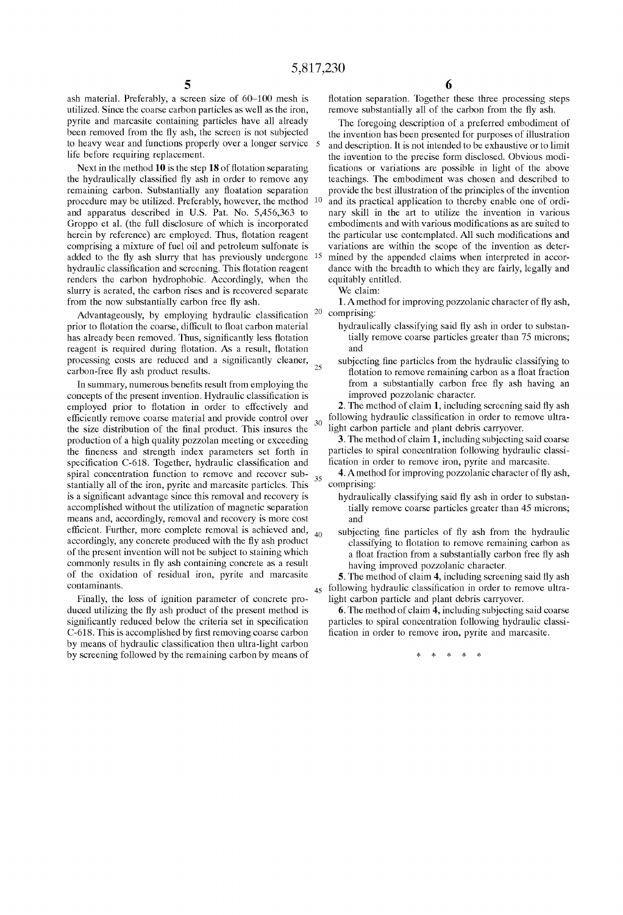ash material. Preferably, a screen size of 60–100 mesh is utilized. Since the coarse carbon particles as well as the iron, pyrite and marcasite containing particles have all already been removed from the fly ash, the screen is not subjected to heavy wear and functions properly over a longer service life before requiring replacement.

Next in the method **10** is the step **18** of flotation separating the hydraulically classified fly ash in order to remove any remaining carbon. Substantially any floatation separation procedure may be utilized. Preferably, however, the method and apparatus described in U.S. Pat. No. 5,456,363 to Groppo et al. (the full disclosure of which is incorporated herein by reference) are employed. Thus, flotation reagent comprising a mixture of fuel oil and petroleum sulfonate is added to the fly ash slurry that has previously undergone hydraulic classification and screening. This flotation reagent renders the carbon hydrophobic. Accordingly, when the slurry is aerated, the carbon rises and is recovered separate from the now substantially carbon free fly ash.

Advantageously, by employing hydraulic classification prior to flotation the coarse, difficult to float carbon material has already been removed. Thus, significantly less flotation reagent is required during flotation. As a result, flotation processing costs are reduced and a significantly cleaner, carbon-free fly ash product results.

In summary, numerous benefits result from employing the concepts of the present invention. Hydraulic classification is employed prior to flotation in order to effectively and efficiently remove coarse material and provide control over the size distribution of the final product. This insures the production of a high quality pozzolan meeting or exceeding the fineness and strength index parameters set forth in specification C-618. Together, hydraulic classification and spiral concentration function to remove and recover substantially all of the iron, pyrite and marcasite particles. This is a significant advantage since this removal and recovery is accomplished without the utilization of magnetic separation means and, accordingly, removal and recovery is more cost efficient. Further, more complete removal is achieved and, accordingly, any concrete produced with the fly ash product of the present invention will not be subject to staining which commonly results in fly ash containing concrete as a result of the oxidation of residual iron, pyrite and marcasite contaminants.

Finally, the loss of ignition parameter of concrete produced utilizing the fly ash product of the present method is significantly reduced below the criteria set in specification C-618. This is accomplished by first removing coarse carbon by means of hydraulic classification then ultra-light carbon by screening followed by the remaining carbon by means of flotation separation. Together these three processing steps remove substantially all of the carbon from the fly ash.

The foregoing description of a preferred embodiment of the invention has been presented for purposes of illustration and description. It is not intended to be exhaustive or to limit the invention to the precise form disclosed. Obvious modifications or variations are possible in light of the above teachings. The embodiment was chosen and described to provide the best illustration of the principles of the invention and its practical application to thereby enable one of ordinary skill in the art to utilize the invention in various embodiments and with various modifications as are suited to the particular use contemplated. All such modifications and variations are within the scope of the invention as determined by the appended claims when interpreted in accordance with the breadth to which they are fairly, legally and equitably entitled.

We claim:

**1**. A method for improving pozzolanic character of fly ash, comprising:

hydraulically classifying said fly ash in order to substantially remove coarse particles greater than 75 microns; and

subjecting fine particles from the hydraulic classifying to flotation to remove remaining carbon as a float fraction from a substantially carbon free fly ash having an improved pozzolanic character.

**2**. The method of claim **1**, including screening said fly ash following hydraulic classification in order to remove ultra-light carbon particle and plant debris carryover.

**3**. The method of claim **1**, including subjecting said coarse particles to spiral concentration following hydraulic classification in order to remove iron, pyrite and marcasite.

**4**. A method for improving pozzolanic character of fly ash, comprising:

hydraulically classifying said fly ash in order to substantially remove coarse particles greater than 45 microns; and

subjecting fine particles of fly ash from the hydraulic classifying to flotation to remove remaining carbon as a float fraction from a substantially carbon free fly ash having improved pozzolanic character.

**5**. The method of claim **4**, including screening said fly ash following hydraulic classification in order to remove ultra-light carbon particle and plant debris carryover.

**6**. The method of claim **4**, including subjecting said coarse particles to spiral concentration following hydraulic classification in order to remove iron, pyrite and marcasite.

* * * * *